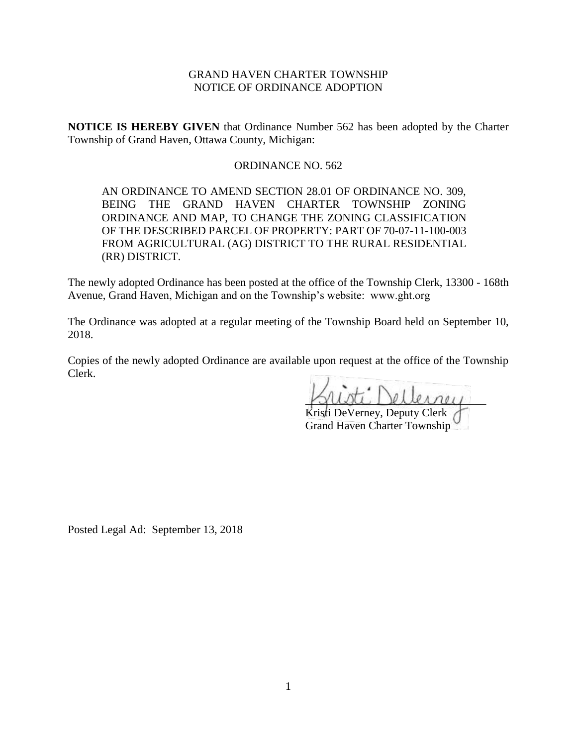GRAND HAVEN CHARTER TOWNSHIP
NOTICE OF ORDINANCE ADOPTION

**NOTICE IS HEREBY GIVEN** that Ordinance Number 562 has been adopted by the Charter Township of Grand Haven, Ottawa County, Michigan:

ORDINANCE NO. 562

AN ORDINANCE TO AMEND SECTION 28.01 OF ORDINANCE NO. 309, BEING THE GRAND HAVEN CHARTER TOWNSHIP ZONING ORDINANCE AND MAP, TO CHANGE THE ZONING CLASSIFICATION OF THE DESCRIBED PARCEL OF PROPERTY: PART OF 70-07-11-100-003 FROM AGRICULTURAL (AG) DISTRICT TO THE RURAL RESIDENTIAL (RR) DISTRICT.

The newly adopted Ordinance has been posted at the office of the Township Clerk, 13300 - 168th Avenue, Grand Haven, Michigan and on the Township's website: www.ght.org

The Ordinance was adopted at a regular meeting of the Township Board held on September 10, 2018.

Copies of the newly adopted Ordinance are available upon request at the office of the Township Clerk.

Kristi DeVerney
Kristi DeVerney, Deputy Clerk
Grand Haven Charter Township

Posted Legal Ad: September 13, 2018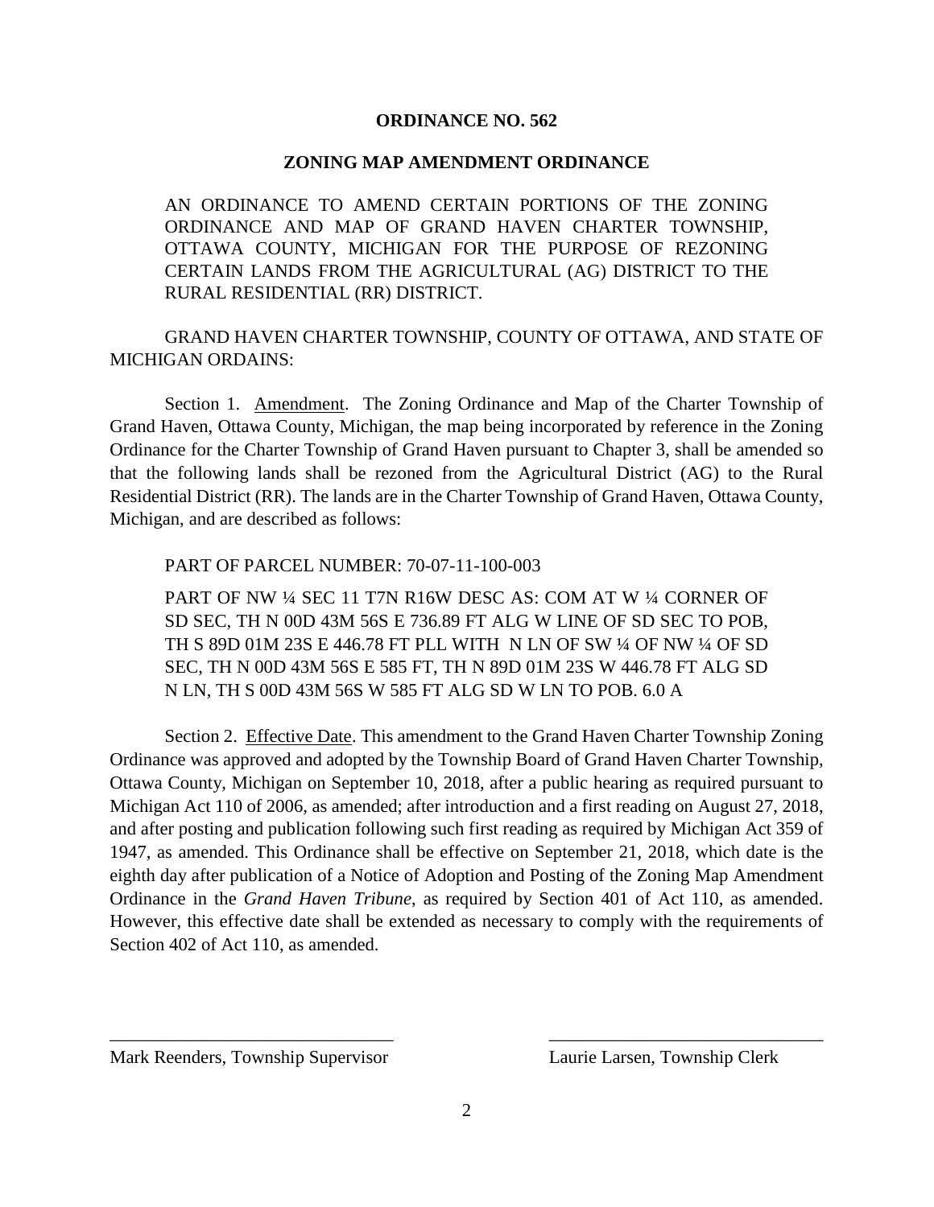**ORDINANCE NO. 562**

**ZONING MAP AMENDMENT ORDINANCE**

AN ORDINANCE TO AMEND CERTAIN PORTIONS OF THE ZONING ORDINANCE AND MAP OF GRAND HAVEN CHARTER TOWNSHIP, OTTAWA COUNTY, MICHIGAN FOR THE PURPOSE OF REZONING CERTAIN LANDS FROM THE AGRICULTURAL (AG) DISTRICT TO THE RURAL RESIDENTIAL (RR) DISTRICT.

GRAND HAVEN CHARTER TOWNSHIP, COUNTY OF OTTAWA, AND STATE OF MICHIGAN ORDAINS:

Section 1. Amendment. The Zoning Ordinance and Map of the Charter Township of Grand Haven, Ottawa County, Michigan, the map being incorporated by reference in the Zoning Ordinance for the Charter Township of Grand Haven pursuant to Chapter 3, shall be amended so that the following lands shall be rezoned from the Agricultural District (AG) to the Rural Residential District (RR). The lands are in the Charter Township of Grand Haven, Ottawa County, Michigan, and are described as follows:

PART OF PARCEL NUMBER: 70-07-11-100-003

PART OF NW ¼ SEC 11 T7N R16W DESC AS: COM AT W ¼ CORNER OF SD SEC, TH N 00D 43M 56S E 736.89 FT ALG W LINE OF SD SEC TO POB, TH S 89D 01M 23S E 446.78 FT PLL WITH N LN OF SW ¼ OF NW ¼ OF SD SEC, TH N 00D 43M 56S E 585 FT, TH N 89D 01M 23S W 446.78 FT ALG SD N LN, TH S 00D 43M 56S W 585 FT ALG SD W LN TO POB. 6.0 A

Section 2. Effective Date. This amendment to the Grand Haven Charter Township Zoning Ordinance was approved and adopted by the Township Board of Grand Haven Charter Township, Ottawa County, Michigan on September 10, 2018, after a public hearing as required pursuant to Michigan Act 110 of 2006, as amended; after introduction and a first reading on August 27, 2018, and after posting and publication following such first reading as required by Michigan Act 359 of 1947, as amended. This Ordinance shall be effective on September 21, 2018, which date is the eighth day after publication of a Notice of Adoption and Posting of the Zoning Map Amendment Ordinance in the *Grand Haven Tribune*, as required by Section 401 of Act 110, as amended. However, this effective date shall be extended as necessary to comply with the requirements of Section 402 of Act 110, as amended.

\_\_\_\_\_\_\_\_\_\_\_\_\_\_\_\_\_\_\_\_\_\_\_\_\_\_\_\_\_\_
Mark Reenders, Township Supervisor

\_\_\_\_\_\_\_\_\_\_\_\_\_\_\_\_\_\_\_\_\_\_\_\_\_\_\_\_\_\_
Laurie Larsen, Township Clerk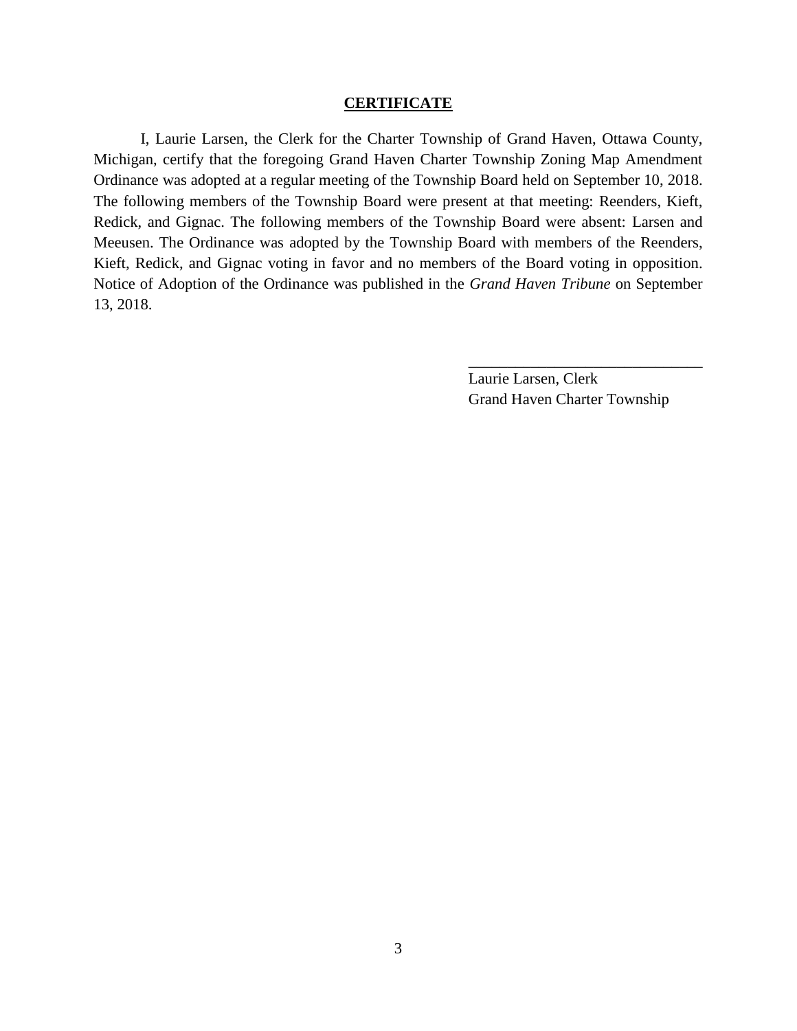**CERTIFICATE**

I, Laurie Larsen, the Clerk for the Charter Township of Grand Haven, Ottawa County, Michigan, certify that the foregoing Grand Haven Charter Township Zoning Map Amendment Ordinance was adopted at a regular meeting of the Township Board held on September 10, 2018. The following members of the Township Board were present at that meeting: Reenders, Kieft, Redick, and Gignac. The following members of the Township Board were absent: Larsen and Meeusen. The Ordinance was adopted by the Township Board with members of the Reenders, Kieft, Redick, and Gignac voting in favor and no members of the Board voting in opposition. Notice of Adoption of the Ordinance was published in the *Grand Haven Tribune* on September 13, 2018.

\_\_\_\_\_\_\_\_\_\_\_\_\_\_\_\_\_\_\_\_\_\_\_\_\_\_\_\_\_\_
Laurie Larsen, Clerk
Grand Haven Charter Township